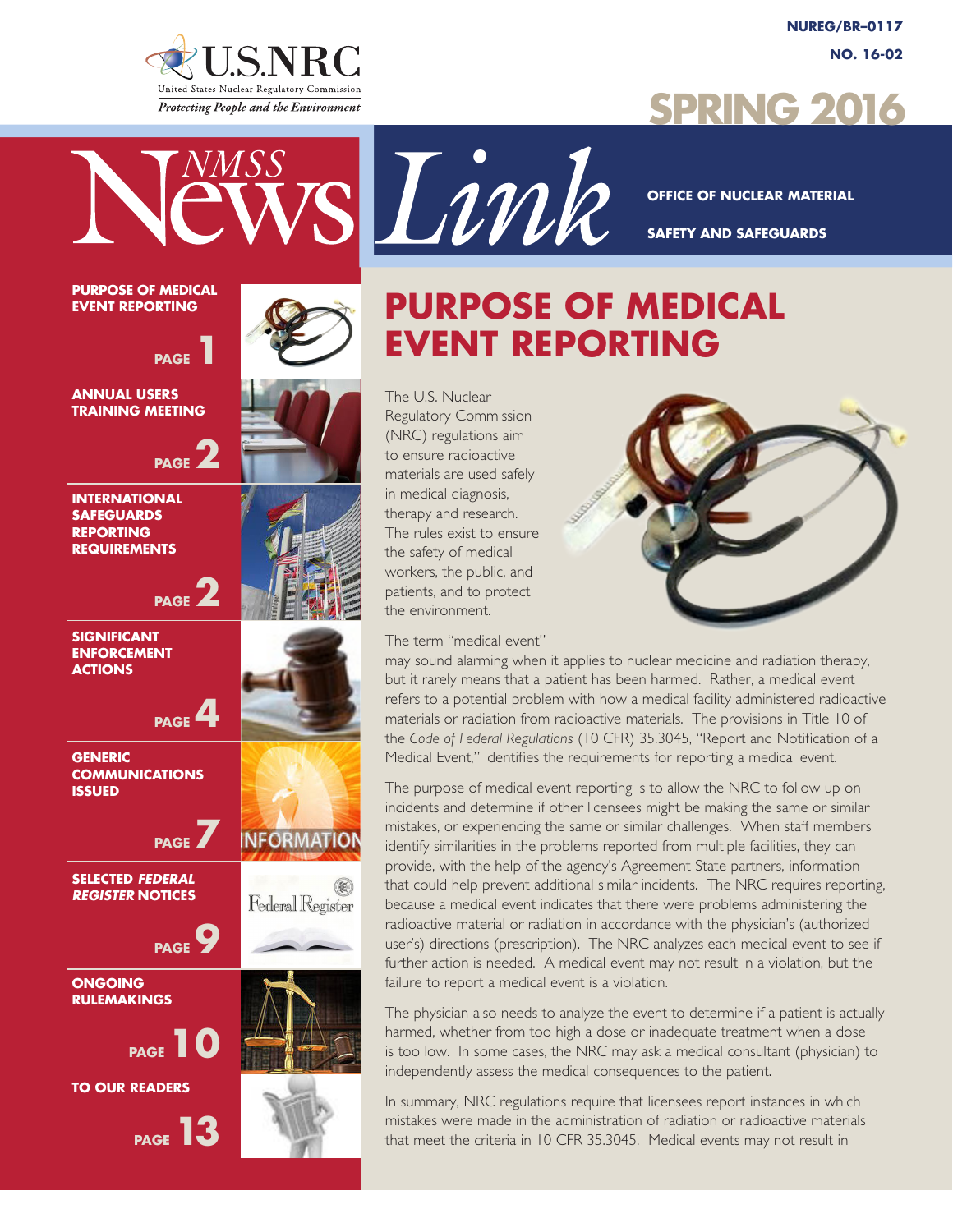NUREG/BR–0117

NO. 16-02

U.S.NRC
United States Nuclear Regulatory Commission
*Protecting People and the Environment*

# SPRING 2016

# NMSS News Link

OFFICE OF NUCLEAR MATERIAL SAFETY AND SAFEGUARDS

**PURPOSE OF MEDICAL EVENT REPORTING** — PAGE 1

**ANNUAL USERS TRAINING MEETING** — PAGE 2

**INTERNATIONAL SAFEGUARDS REPORTING REQUIREMENTS** — PAGE 2

**SIGNIFICANT ENFORCEMENT ACTIONS** — PAGE 4

**GENERIC COMMUNICATIONS ISSUED** — PAGE 7

**SELECTED *FEDERAL REGISTER* NOTICES** — PAGE 9

**ONGOING RULEMAKINGS** — PAGE 10

**TO OUR READERS** — PAGE 13

## PURPOSE OF MEDICAL EVENT REPORTING

The U.S. Nuclear Regulatory Commission (NRC) regulations aim to ensure radioactive materials are used safely in medical diagnosis, therapy and research. The rules exist to ensure the safety of medical workers, the public, and patients, and to protect the environment.

The term "medical event" may sound alarming when it applies to nuclear medicine and radiation therapy, but it rarely means that a patient has been harmed. Rather, a medical event refers to a potential problem with how a medical facility administered radioactive materials or radiation from radioactive materials. The provisions in Title 10 of the *Code of Federal Regulations* (10 CFR) 35.3045, "Report and Notification of a Medical Event," identifies the requirements for reporting a medical event.

The purpose of medical event reporting is to allow the NRC to follow up on incidents and determine if other licensees might be making the same or similar mistakes, or experiencing the same or similar challenges. When staff members identify similarities in the problems reported from multiple facilities, they can provide, with the help of the agency's Agreement State partners, information that could help prevent additional similar incidents. The NRC requires reporting, because a medical event indicates that there were problems administering the radioactive material or radiation in accordance with the physician's (authorized user's) directions (prescription). The NRC analyzes each medical event to see if further action is needed. A medical event may not result in a violation, but the failure to report a medical event is a violation.

The physician also needs to analyze the event to determine if a patient is actually harmed, whether from too high a dose or inadequate treatment when a dose is too low. In some cases, the NRC may ask a medical consultant (physician) to independently assess the medical consequences to the patient.

In summary, NRC regulations require that licensees report instances in which mistakes were made in the administration of radiation or radioactive materials that meet the criteria in 10 CFR 35.3045. Medical events may not result in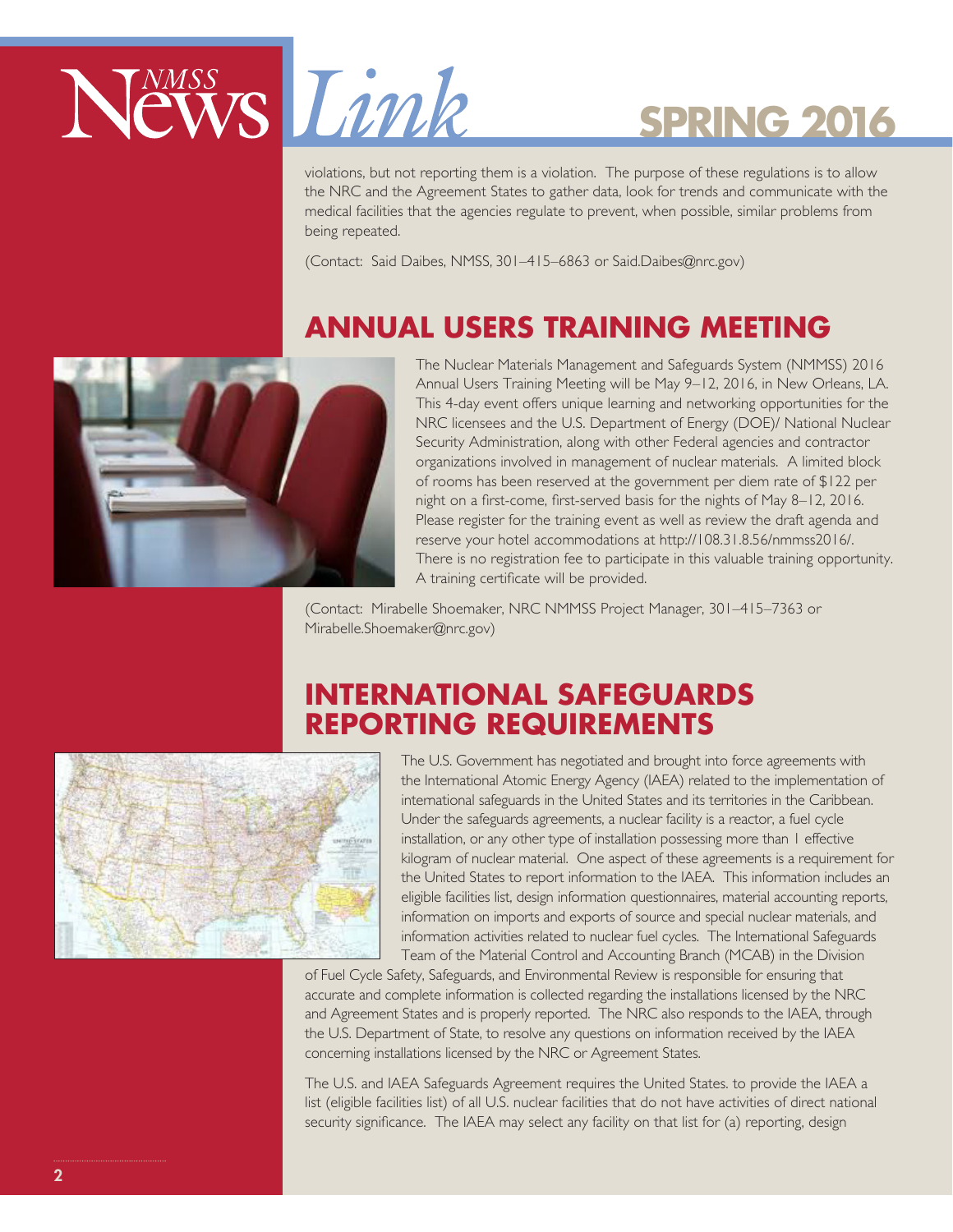violations, but not reporting them is a violation. The purpose of these regulations is to allow the NRC and the Agreement States to gather data, look for trends and communicate with the medical facilities that the agencies regulate to prevent, when possible, similar problems from being repeated.

(Contact: Said Daibes, NMSS, 301–415–6863 or Said.Daibes@nrc.gov)

## ANNUAL USERS TRAINING MEETING

The Nuclear Materials Management and Safeguards System (NMMSS) 2016 Annual Users Training Meeting will be May 9–12, 2016, in New Orleans, LA. This 4-day event offers unique learning and networking opportunities for the NRC licensees and the U.S. Department of Energy (DOE)/ National Nuclear Security Administration, along with other Federal agencies and contractor organizations involved in management of nuclear materials. A limited block of rooms has been reserved at the government per diem rate of $122 per night on a first-come, first-served basis for the nights of May 8–12, 2016. Please register for the training event as well as review the draft agenda and reserve your hotel accommodations at http://108.31.8.56/nmmss2016/. There is no registration fee to participate in this valuable training opportunity. A training certificate will be provided.

(Contact: Mirabelle Shoemaker, NRC NMMSS Project Manager, 301–415–7363 or Mirabelle.Shoemaker@nrc.gov)

## INTERNATIONAL SAFEGUARDS REPORTING REQUIREMENTS

The U.S. Government has negotiated and brought into force agreements with the International Atomic Energy Agency (IAEA) related to the implementation of international safeguards in the United States and its territories in the Caribbean. Under the safeguards agreements, a nuclear facility is a reactor, a fuel cycle installation, or any other type of installation possessing more than 1 effective kilogram of nuclear material. One aspect of these agreements is a requirement for the United States to report information to the IAEA. This information includes an eligible facilities list, design information questionnaires, material accounting reports, information on imports and exports of source and special nuclear materials, and information activities related to nuclear fuel cycles. The International Safeguards Team of the Material Control and Accounting Branch (MCAB) in the Division of Fuel Cycle Safety, Safeguards, and Environmental Review is responsible for ensuring that accurate and complete information is collected regarding the installations licensed by the NRC and Agreement States and is properly reported. The NRC also responds to the IAEA, through the U.S. Department of State, to resolve any questions on information received by the IAEA concerning installations licensed by the NRC or Agreement States.

The U.S. and IAEA Safeguards Agreement requires the United States. to provide the IAEA a list (eligible facilities list) of all U.S. nuclear facilities that do not have activities of direct national security significance. The IAEA may select any facility on that list for (a) reporting, design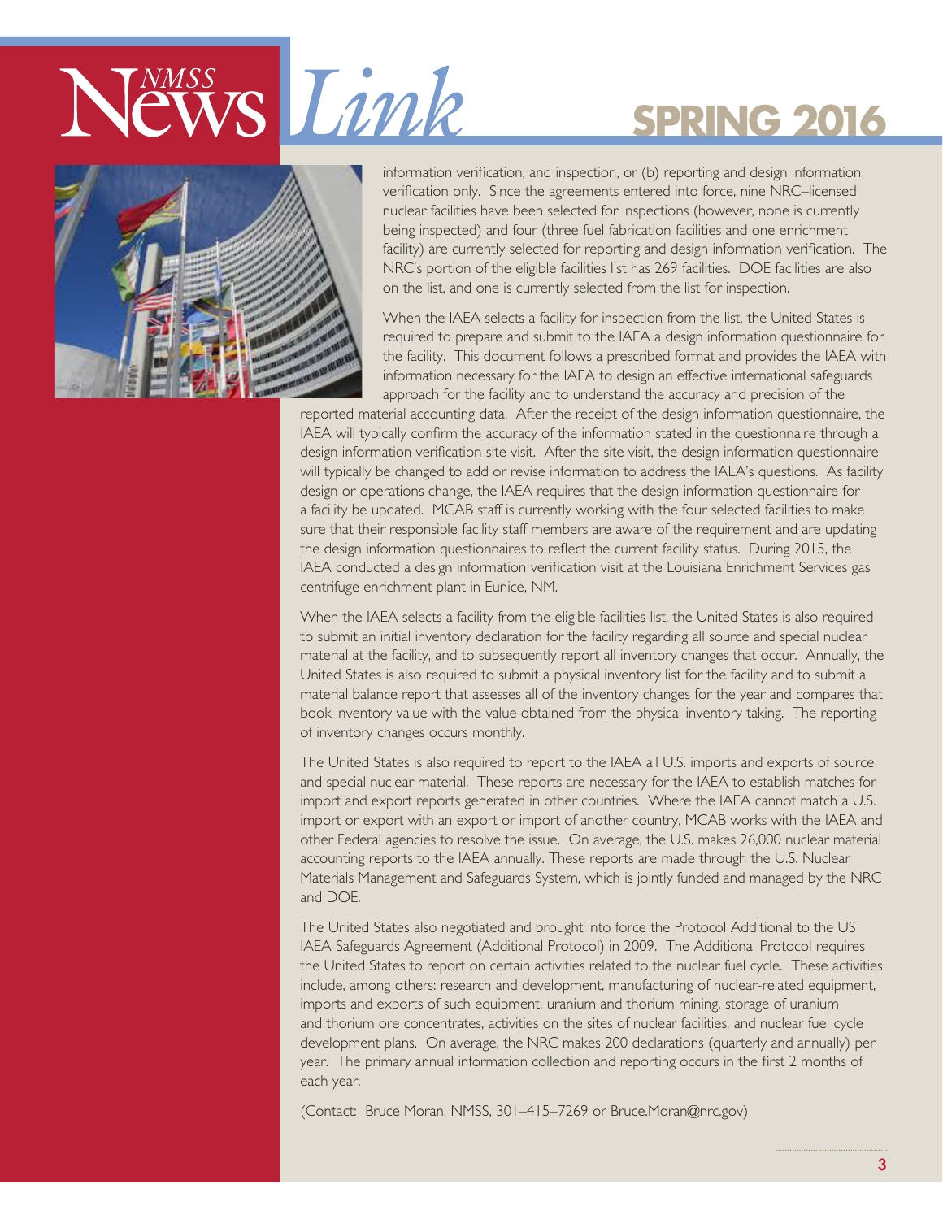information verification, and inspection, or (b) reporting and design information verification only. Since the agreements entered into force, nine NRC–licensed nuclear facilities have been selected for inspections (however, none is currently being inspected) and four (three fuel fabrication facilities and one enrichment facility) are currently selected for reporting and design information verification. The NRC's portion of the eligible facilities list has 269 facilities. DOE facilities are also on the list, and one is currently selected from the list for inspection.

When the IAEA selects a facility for inspection from the list, the United States is required to prepare and submit to the IAEA a design information questionnaire for the facility. This document follows a prescribed format and provides the IAEA with information necessary for the IAEA to design an effective international safeguards approach for the facility and to understand the accuracy and precision of the reported material accounting data. After the receipt of the design information questionnaire, the IAEA will typically confirm the accuracy of the information stated in the questionnaire through a design information verification site visit. After the site visit, the design information questionnaire will typically be changed to add or revise information to address the IAEA's questions. As facility design or operations change, the IAEA requires that the design information questionnaire for a facility be updated. MCAB staff is currently working with the four selected facilities to make sure that their responsible facility staff members are aware of the requirement and are updating the design information questionnaires to reflect the current facility status. During 2015, the IAEA conducted a design information verification visit at the Louisiana Enrichment Services gas centrifuge enrichment plant in Eunice, NM.

When the IAEA selects a facility from the eligible facilities list, the United States is also required to submit an initial inventory declaration for the facility regarding all source and special nuclear material at the facility, and to subsequently report all inventory changes that occur. Annually, the United States is also required to submit a physical inventory list for the facility and to submit a material balance report that assesses all of the inventory changes for the year and compares that book inventory value with the value obtained from the physical inventory taking. The reporting of inventory changes occurs monthly.

The United States is also required to report to the IAEA all U.S. imports and exports of source and special nuclear material. These reports are necessary for the IAEA to establish matches for import and export reports generated in other countries. Where the IAEA cannot match a U.S. import or export with an export or import of another country, MCAB works with the IAEA and other Federal agencies to resolve the issue. On average, the U.S. makes 26,000 nuclear material accounting reports to the IAEA annually. These reports are made through the U.S. Nuclear Materials Management and Safeguards System, which is jointly funded and managed by the NRC and DOE.

The United States also negotiated and brought into force the Protocol Additional to the US IAEA Safeguards Agreement (Additional Protocol) in 2009. The Additional Protocol requires the United States to report on certain activities related to the nuclear fuel cycle. These activities include, among others: research and development, manufacturing of nuclear-related equipment, imports and exports of such equipment, uranium and thorium mining, storage of uranium and thorium ore concentrates, activities on the sites of nuclear facilities, and nuclear fuel cycle development plans. On average, the NRC makes 200 declarations (quarterly and annually) per year. The primary annual information collection and reporting occurs in the first 2 months of each year.

(Contact: Bruce Moran, NMSS, 301–415–7269 or Bruce.Moran@nrc.gov)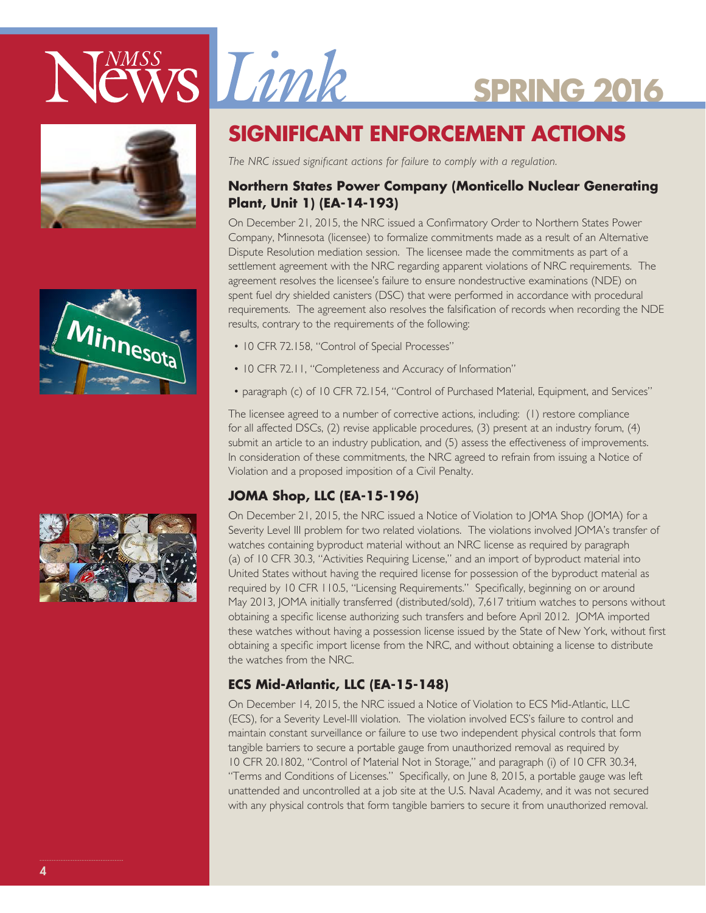# SIGNIFICANT ENFORCEMENT ACTIONS

*The NRC issued significant actions for failure to comply with a regulation.*

### Northern States Power Company (Monticello Nuclear Generating Plant, Unit 1) (EA-14-193)

On December 21, 2015, the NRC issued a Confirmatory Order to Northern States Power Company, Minnesota (licensee) to formalize commitments made as a result of an Alternative Dispute Resolution mediation session. The licensee made the commitments as part of a settlement agreement with the NRC regarding apparent violations of NRC requirements. The agreement resolves the licensee's failure to ensure nondestructive examinations (NDE) on spent fuel dry shielded canisters (DSC) that were performed in accordance with procedural requirements. The agreement also resolves the falsification of records when recording the NDE results, contrary to the requirements of the following:

- 10 CFR 72.158, "Control of Special Processes"
- 10 CFR 72.11, "Completeness and Accuracy of Information"
- paragraph (c) of 10 CFR 72.154, "Control of Purchased Material, Equipment, and Services"

The licensee agreed to a number of corrective actions, including: (1) restore compliance for all affected DSCs, (2) revise applicable procedures, (3) present at an industry forum, (4) submit an article to an industry publication, and (5) assess the effectiveness of improvements. In consideration of these commitments, the NRC agreed to refrain from issuing a Notice of Violation and a proposed imposition of a Civil Penalty.

### JOMA Shop, LLC (EA-15-196)

On December 21, 2015, the NRC issued a Notice of Violation to JOMA Shop (JOMA) for a Severity Level III problem for two related violations. The violations involved JOMA's transfer of watches containing byproduct material without an NRC license as required by paragraph (a) of 10 CFR 30.3, "Activities Requiring License," and an import of byproduct material into United States without having the required license for possession of the byproduct material as required by 10 CFR 110.5, "Licensing Requirements." Specifically, beginning on or around May 2013, JOMA initially transferred (distributed/sold), 7,617 tritium watches to persons without obtaining a specific license authorizing such transfers and before April 2012. JOMA imported these watches without having a possession license issued by the State of New York, without first obtaining a specific import license from the NRC, and without obtaining a license to distribute the watches from the NRC.

### ECS Mid-Atlantic, LLC (EA-15-148)

On December 14, 2015, the NRC issued a Notice of Violation to ECS Mid-Atlantic, LLC (ECS), for a Severity Level-III violation. The violation involved ECS's failure to control and maintain constant surveillance or failure to use two independent physical controls that form tangible barriers to secure a portable gauge from unauthorized removal as required by 10 CFR 20.1802, "Control of Material Not in Storage," and paragraph (i) of 10 CFR 30.34, "Terms and Conditions of Licenses." Specifically, on June 8, 2015, a portable gauge was left unattended and uncontrolled at a job site at the U.S. Naval Academy, and it was not secured with any physical controls that form tangible barriers to secure it from unauthorized removal.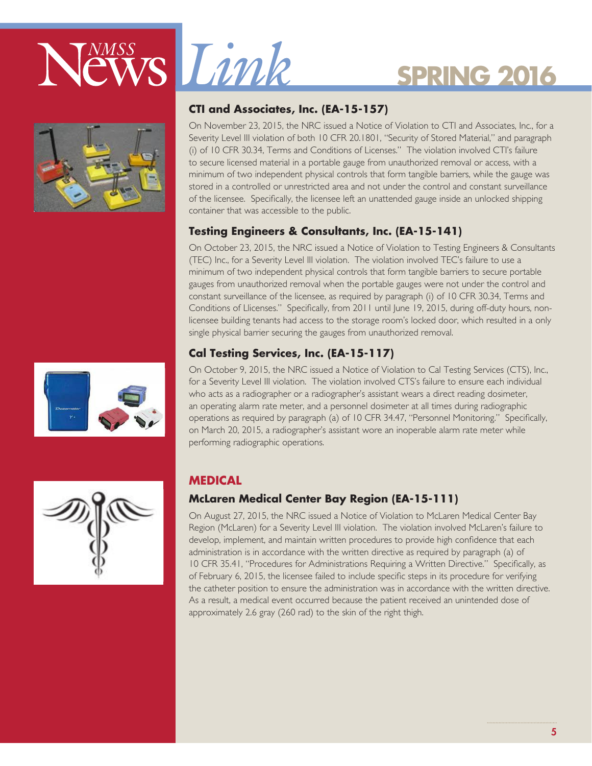### CTI and Associates, Inc. (EA-15-157)

On November 23, 2015, the NRC issued a Notice of Violation to CTI and Associates, Inc., for a Severity Level III violation of both 10 CFR 20.1801, "Security of Stored Material," and paragraph (i) of 10 CFR 30.34, Terms and Conditions of Licenses." The violation involved CTI's failure to secure licensed material in a portable gauge from unauthorized removal or access, with a minimum of two independent physical controls that form tangible barriers, while the gauge was stored in a controlled or unrestricted area and not under the control and constant surveillance of the licensee. Specifically, the licensee left an unattended gauge inside an unlocked shipping container that was accessible to the public.

### Testing Engineers & Consultants, Inc. (EA-15-141)

On October 23, 2015, the NRC issued a Notice of Violation to Testing Engineers & Consultants (TEC) Inc., for a Severity Level III violation. The violation involved TEC's failure to use a minimum of two independent physical controls that form tangible barriers to secure portable gauges from unauthorized removal when the portable gauges were not under the control and constant surveillance of the licensee, as required by paragraph (i) of 10 CFR 30.34, Terms and Conditions of Llicenses." Specifically, from 2011 until June 19, 2015, during off-duty hours, non-licensee building tenants had access to the storage room's locked door, which resulted in a only single physical barrier securing the gauges from unauthorized removal.

### Cal Testing Services, Inc. (EA-15-117)

On October 9, 2015, the NRC issued a Notice of Violation to Cal Testing Services (CTS), Inc., for a Severity Level III violation. The violation involved CTS's failure to ensure each individual who acts as a radiographer or a radiographer's assistant wears a direct reading dosimeter, an operating alarm rate meter, and a personnel dosimeter at all times during radiographic operations as required by paragraph (a) of 10 CFR 34.47, "Personnel Monitoring." Specifically, on March 20, 2015, a radiographer's assistant wore an inoperable alarm rate meter while performing radiographic operations.

## MEDICAL

### McLaren Medical Center Bay Region (EA-15-111)

On August 27, 2015, the NRC issued a Notice of Violation to McLaren Medical Center Bay Region (McLaren) for a Severity Level III violation. The violation involved McLaren's failure to develop, implement, and maintain written procedures to provide high confidence that each administration is in accordance with the written directive as required by paragraph (a) of 10 CFR 35.41, "Procedures for Administrations Requiring a Written Directive." Specifically, as of February 6, 2015, the licensee failed to include specific steps in its procedure for verifying the catheter position to ensure the administration was in accordance with the written directive. As a result, a medical event occurred because the patient received an unintended dose of approximately 2.6 gray (260 rad) to the skin of the right thigh.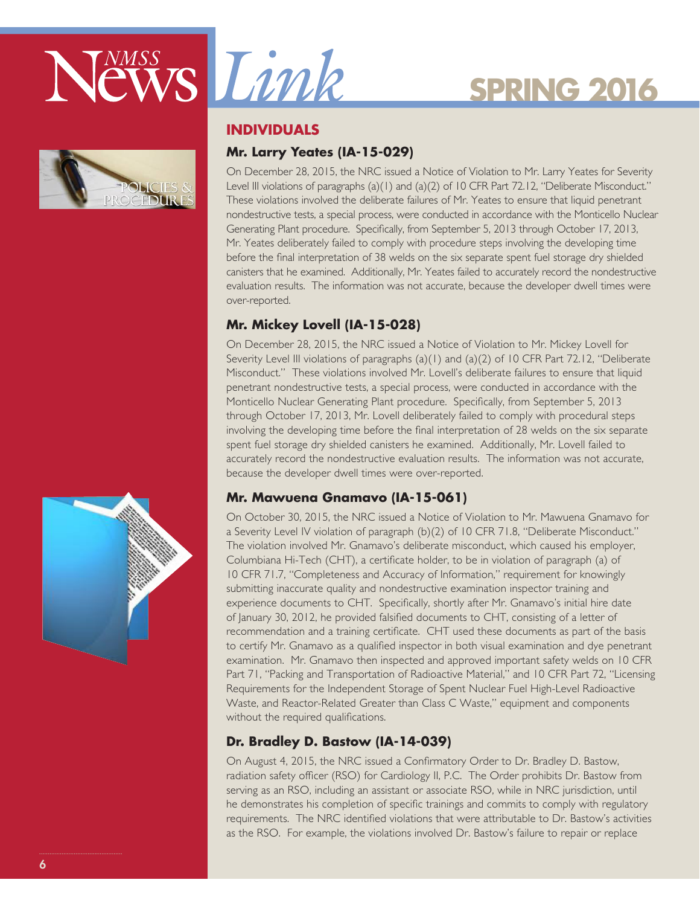## INDIVIDUALS

### Mr. Larry Yeates (IA-15-029)

On December 28, 2015, the NRC issued a Notice of Violation to Mr. Larry Yeates for Severity Level III violations of paragraphs (a)(1) and (a)(2) of 10 CFR Part 72.12, "Deliberate Misconduct." These violations involved the deliberate failures of Mr. Yeates to ensure that liquid penetrant nondestructive tests, a special process, were conducted in accordance with the Monticello Nuclear Generating Plant procedure. Specifically, from September 5, 2013 through October 17, 2013, Mr. Yeates deliberately failed to comply with procedure steps involving the developing time before the final interpretation of 38 welds on the six separate spent fuel storage dry shielded canisters that he examined. Additionally, Mr. Yeates failed to accurately record the nondestructive evaluation results. The information was not accurate, because the developer dwell times were over-reported.

### Mr. Mickey Lovell (IA-15-028)

On December 28, 2015, the NRC issued a Notice of Violation to Mr. Mickey Lovell for Severity Level III violations of paragraphs (a)(1) and (a)(2) of 10 CFR Part 72.12, "Deliberate Misconduct." These violations involved Mr. Lovell's deliberate failures to ensure that liquid penetrant nondestructive tests, a special process, were conducted in accordance with the Monticello Nuclear Generating Plant procedure. Specifically, from September 5, 2013 through October 17, 2013, Mr. Lovell deliberately failed to comply with procedural steps involving the developing time before the final interpretation of 28 welds on the six separate spent fuel storage dry shielded canisters he examined. Additionally, Mr. Lovell failed to accurately record the nondestructive evaluation results. The information was not accurate, because the developer dwell times were over-reported.

### Mr. Mawuena Gnamavo (IA-15-061)

On October 30, 2015, the NRC issued a Notice of Violation to Mr. Mawuena Gnamavo for a Severity Level IV violation of paragraph (b)(2) of 10 CFR 71.8, "Deliberate Misconduct." The violation involved Mr. Gnamavo's deliberate misconduct, which caused his employer, Columbiana Hi-Tech (CHT), a certificate holder, to be in violation of paragraph (a) of 10 CFR 71.7, "Completeness and Accuracy of Information," requirement for knowingly submitting inaccurate quality and nondestructive examination inspector training and experience documents to CHT. Specifically, shortly after Mr. Gnamavo's initial hire date of January 30, 2012, he provided falsified documents to CHT, consisting of a letter of recommendation and a training certificate. CHT used these documents as part of the basis to certify Mr. Gnamavo as a qualified inspector in both visual examination and dye penetrant examination. Mr. Gnamavo then inspected and approved important safety welds on 10 CFR Part 71, "Packing and Transportation of Radioactive Material," and 10 CFR Part 72, "Licensing Requirements for the Independent Storage of Spent Nuclear Fuel High-Level Radioactive Waste, and Reactor-Related Greater than Class C Waste," equipment and components without the required qualifications.

### Dr. Bradley D. Bastow (IA-14-039)

On August 4, 2015, the NRC issued a Confirmatory Order to Dr. Bradley D. Bastow, radiation safety officer (RSO) for Cardiology II, P.C. The Order prohibits Dr. Bastow from serving as an RSO, including an assistant or associate RSO, while in NRC jurisdiction, until he demonstrates his completion of specific trainings and commits to comply with regulatory requirements. The NRC identified violations that were attributable to Dr. Bastow's activities as the RSO. For example, the violations involved Dr. Bastow's failure to repair or replace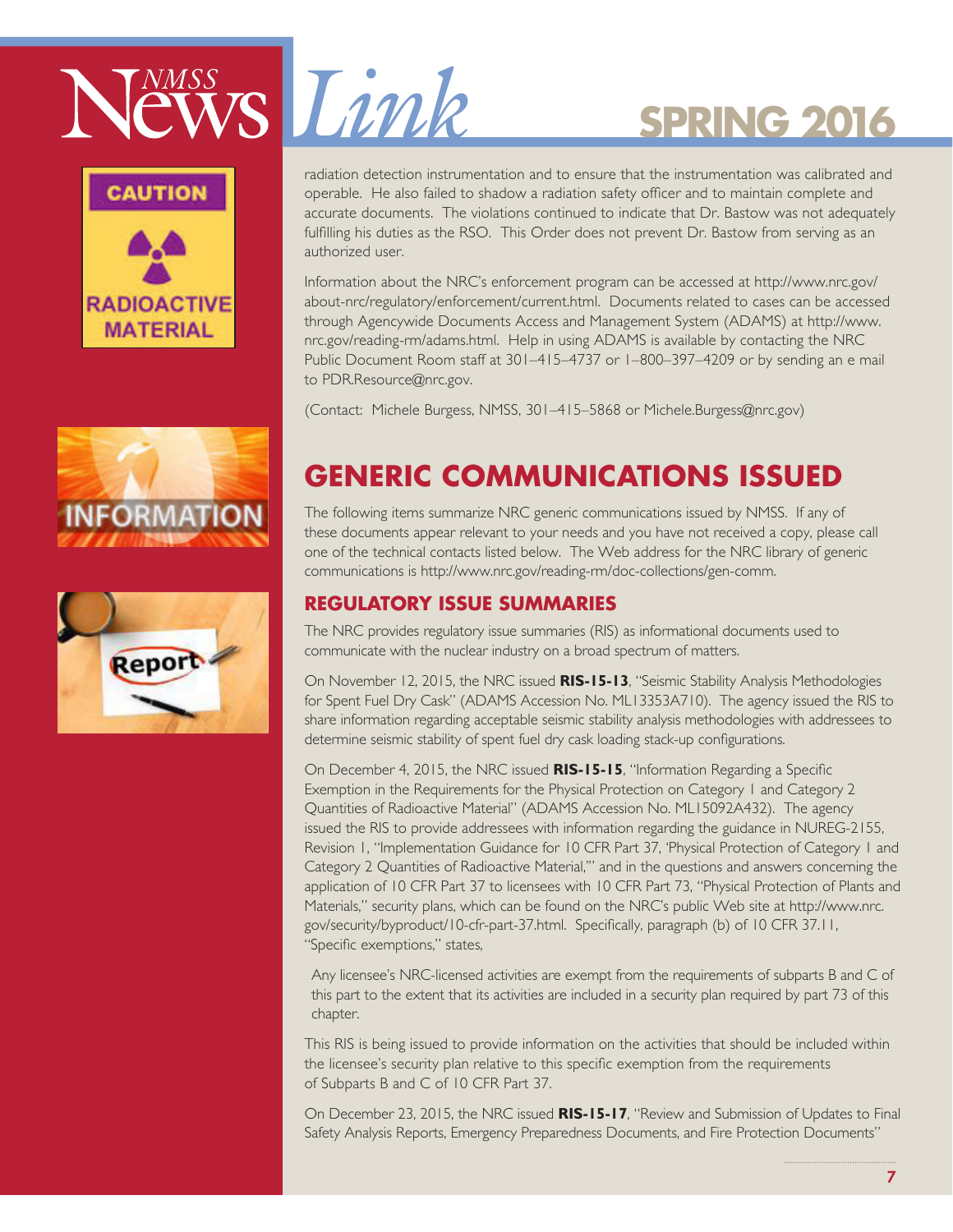radiation detection instrumentation and to ensure that the instrumentation was calibrated and operable. He also failed to shadow a radiation safety officer and to maintain complete and accurate documents. The violations continued to indicate that Dr. Bastow was not adequately fulfilling his duties as the RSO. This Order does not prevent Dr. Bastow from serving as an authorized user.

Information about the NRC's enforcement program can be accessed at http://www.nrc.gov/about-nrc/regulatory/enforcement/current.html. Documents related to cases can be accessed through Agencywide Documents Access and Management System (ADAMS) at http://www.nrc.gov/reading-rm/adams.html. Help in using ADAMS is available by contacting the NRC Public Document Room staff at 301–415–4737 or 1–800–397–4209 or by sending an e mail to PDR.Resource@nrc.gov.

(Contact: Michele Burgess, NMSS, 301–415–5868 or Michele.Burgess@nrc.gov)

## GENERIC COMMUNICATIONS ISSUED

The following items summarize NRC generic communications issued by NMSS. If any of these documents appear relevant to your needs and you have not received a copy, please call one of the technical contacts listed below. The Web address for the NRC library of generic communications is http://www.nrc.gov/reading-rm/doc-collections/gen-comm.

### REGULATORY ISSUE SUMMARIES

The NRC provides regulatory issue summaries (RIS) as informational documents used to communicate with the nuclear industry on a broad spectrum of matters.

On November 12, 2015, the NRC issued **RIS-15-13**, "Seismic Stability Analysis Methodologies for Spent Fuel Dry Cask" (ADAMS Accession No. ML13353A710). The agency issued the RIS to share information regarding acceptable seismic stability analysis methodologies with addressees to determine seismic stability of spent fuel dry cask loading stack-up configurations.

On December 4, 2015, the NRC issued **RIS-15-15**, "Information Regarding a Specific Exemption in the Requirements for the Physical Protection on Category 1 and Category 2 Quantities of Radioactive Material" (ADAMS Accession No. ML15092A432). The agency issued the RIS to provide addressees with information regarding the guidance in NUREG-2155, Revision 1, "Implementation Guidance for 10 CFR Part 37, 'Physical Protection of Category 1 and Category 2 Quantities of Radioactive Material,'" and in the questions and answers concerning the application of 10 CFR Part 37 to licensees with 10 CFR Part 73, "Physical Protection of Plants and Materials," security plans, which can be found on the NRC's public Web site at http://www.nrc.gov/security/byproduct/10-cfr-part-37.html. Specifically, paragraph (b) of 10 CFR 37.11, "Specific exemptions," states,

> Any licensee's NRC-licensed activities are exempt from the requirements of subparts B and C of this part to the extent that its activities are included in a security plan required by part 73 of this chapter.

This RIS is being issued to provide information on the activities that should be included within the licensee's security plan relative to this specific exemption from the requirements of Subparts B and C of 10 CFR Part 37.

On December 23, 2015, the NRC issued **RIS-15-17**, "Review and Submission of Updates to Final Safety Analysis Reports, Emergency Preparedness Documents, and Fire Protection Documents"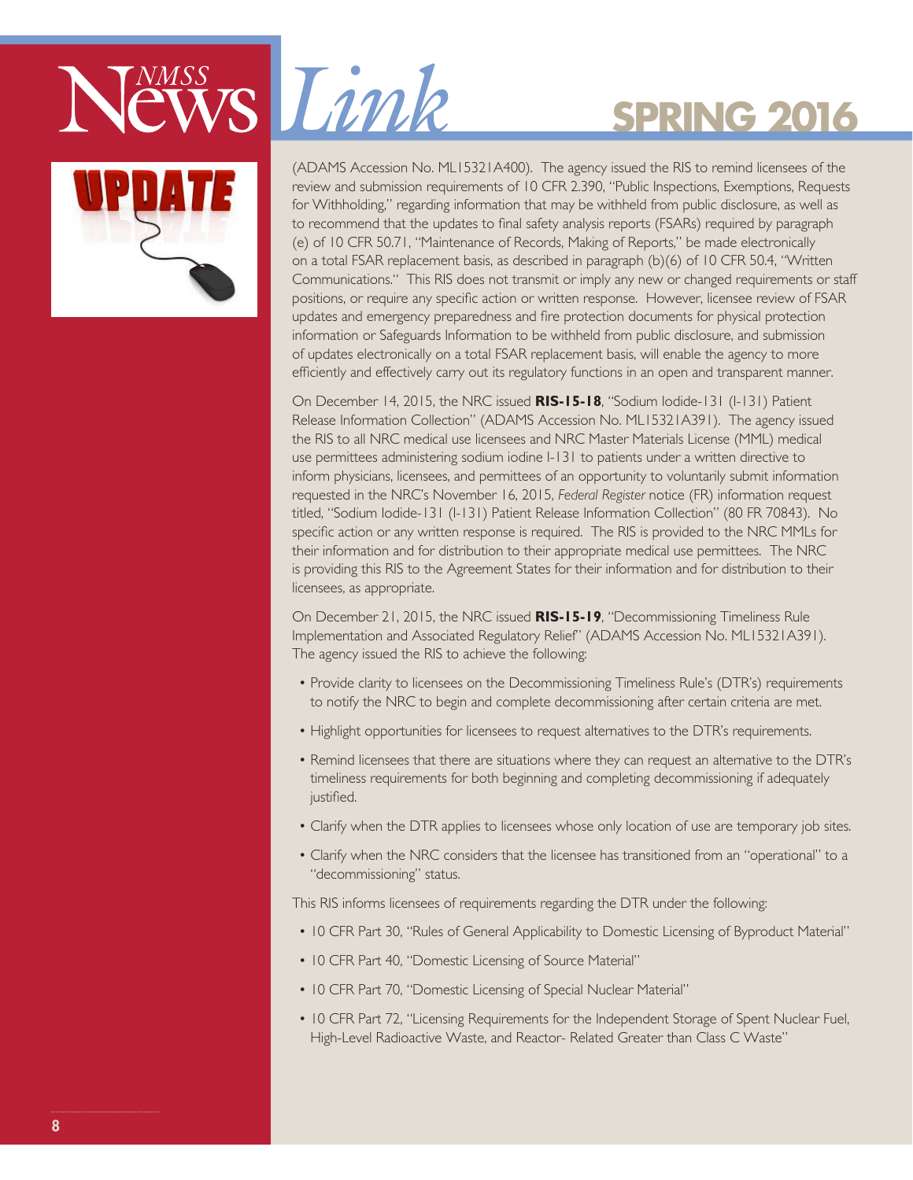(ADAMS Accession No. ML15321A400). The agency issued the RIS to remind licensees of the review and submission requirements of 10 CFR 2.390, "Public Inspections, Exemptions, Requests for Withholding," regarding information that may be withheld from public disclosure, as well as to recommend that the updates to final safety analysis reports (FSARs) required by paragraph (e) of 10 CFR 50.71, "Maintenance of Records, Making of Reports," be made electronically on a total FSAR replacement basis, as described in paragraph (b)(6) of 10 CFR 50.4, "Written Communications." This RIS does not transmit or imply any new or changed requirements or staff positions, or require any specific action or written response. However, licensee review of FSAR updates and emergency preparedness and fire protection documents for physical protection information or Safeguards Information to be withheld from public disclosure, and submission of updates electronically on a total FSAR replacement basis, will enable the agency to more efficiently and effectively carry out its regulatory functions in an open and transparent manner.

On December 14, 2015, the NRC issued **RIS-15-18**, "Sodium Iodide-131 (I-131) Patient Release Information Collection" (ADAMS Accession No. ML15321A391). The agency issued the RIS to all NRC medical use licensees and NRC Master Materials License (MML) medical use permittees administering sodium iodine I-131 to patients under a written directive to inform physicians, licensees, and permittees of an opportunity to voluntarily submit information requested in the NRC's November 16, 2015, *Federal Register* notice (FR) information request titled, "Sodium Iodide-131 (I-131) Patient Release Information Collection" (80 FR 70843). No specific action or any written response is required. The RIS is provided to the NRC MMLs for their information and for distribution to their appropriate medical use permittees. The NRC is providing this RIS to the Agreement States for their information and for distribution to their licensees, as appropriate.

On December 21, 2015, the NRC issued **RIS-15-19**, "Decommissioning Timeliness Rule Implementation and Associated Regulatory Relief" (ADAMS Accession No. ML15321A391). The agency issued the RIS to achieve the following:

- Provide clarity to licensees on the Decommissioning Timeliness Rule's (DTR's) requirements to notify the NRC to begin and complete decommissioning after certain criteria are met.
- Highlight opportunities for licensees to request alternatives to the DTR's requirements.
- Remind licensees that there are situations where they can request an alternative to the DTR's timeliness requirements for both beginning and completing decommissioning if adequately justified.
- Clarify when the DTR applies to licensees whose only location of use are temporary job sites.
- Clarify when the NRC considers that the licensee has transitioned from an "operational" to a "decommissioning" status.

This RIS informs licensees of requirements regarding the DTR under the following:

- 10 CFR Part 30, "Rules of General Applicability to Domestic Licensing of Byproduct Material"
- 10 CFR Part 40, "Domestic Licensing of Source Material"
- 10 CFR Part 70, "Domestic Licensing of Special Nuclear Material"
- 10 CFR Part 72, "Licensing Requirements for the Independent Storage of Spent Nuclear Fuel, High-Level Radioactive Waste, and Reactor- Related Greater than Class C Waste"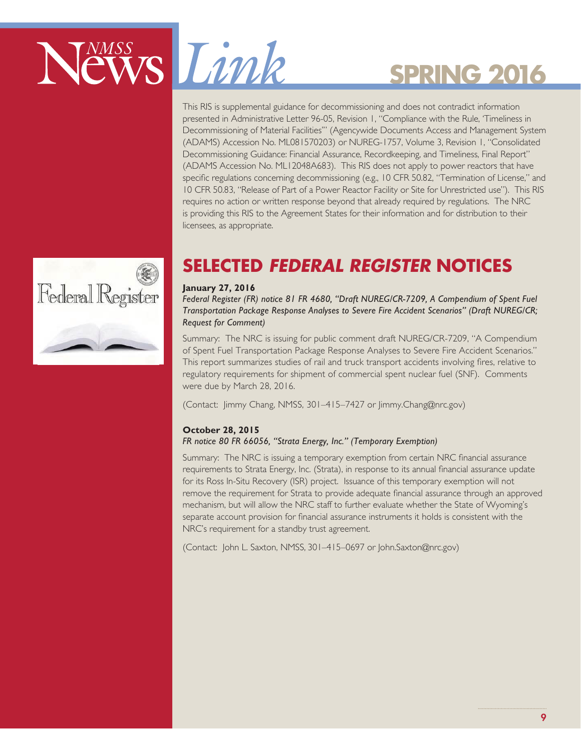This RIS is supplemental guidance for decommissioning and does not contradict information presented in Administrative Letter 96-05, Revision 1, "Compliance with the Rule, 'Timeliness in Decommissioning of Material Facilities"' (Agencywide Documents Access and Management System (ADAMS) Accession No. ML081570203) or NUREG-1757, Volume 3, Revision 1, "Consolidated Decommissioning Guidance: Financial Assurance, Recordkeeping, and Timeliness, Final Report" (ADAMS Accession No. ML12048A683). This RIS does not apply to power reactors that have specific regulations concerning decommissioning (e.g., 10 CFR 50.82, "Termination of License," and 10 CFR 50.83, "Release of Part of a Power Reactor Facility or Site for Unrestricted use"). This RIS requires no action or written response beyond that already required by regulations. The NRC is providing this RIS to the Agreement States for their information and for distribution to their licensees, as appropriate.

## SELECTED *FEDERAL REGISTER* NOTICES

**January 27, 2016**

*Federal Register (FR) notice 81 FR 4680, "Draft NUREG/CR-7209, A Compendium of Spent Fuel Transportation Package Response Analyses to Severe Fire Accident Scenarios" (Draft NUREG/CR; Request for Comment)*

Summary: The NRC is issuing for public comment draft NUREG/CR-7209, "A Compendium of Spent Fuel Transportation Package Response Analyses to Severe Fire Accident Scenarios." This report summarizes studies of rail and truck transport accidents involving fires, relative to regulatory requirements for shipment of commercial spent nuclear fuel (SNF). Comments were due by March 28, 2016.

(Contact: Jimmy Chang, NMSS, 301–415–7427 or Jimmy.Chang@nrc.gov)

**October 28, 2015**

*FR notice 80 FR 66056, "Strata Energy, Inc." (Temporary Exemption)*

Summary: The NRC is issuing a temporary exemption from certain NRC financial assurance requirements to Strata Energy, Inc. (Strata), in response to its annual financial assurance update for its Ross In-Situ Recovery (ISR) project. Issuance of this temporary exemption will not remove the requirement for Strata to provide adequate financial assurance through an approved mechanism, but will allow the NRC staff to further evaluate whether the State of Wyoming's separate account provision for financial assurance instruments it holds is consistent with the NRC's requirement for a standby trust agreement.

(Contact: John L. Saxton, NMSS, 301–415–0697 or John.Saxton@nrc.gov)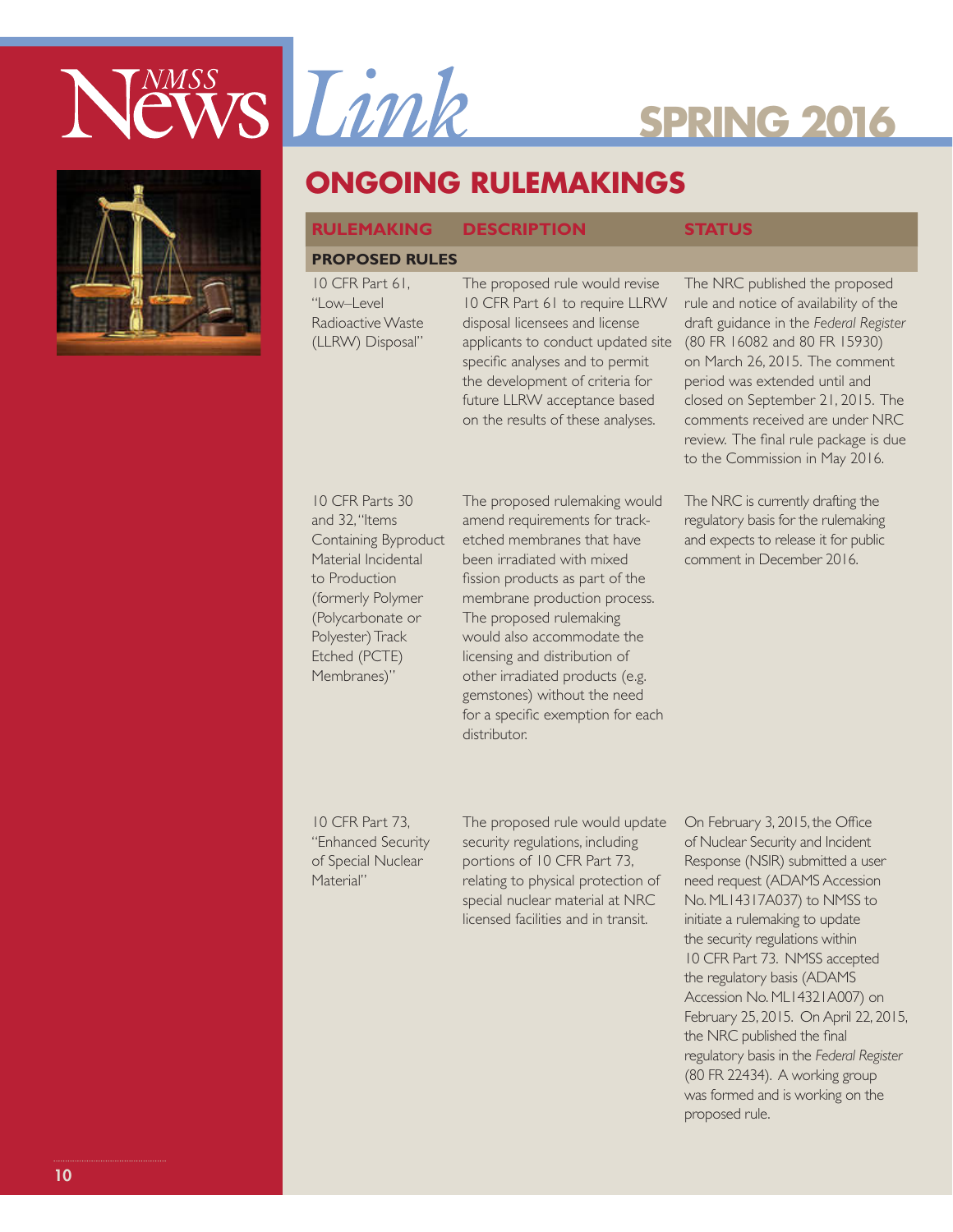## ONGOING RULEMAKINGS

| RULEMAKING | DESCRIPTION | STATUS |
|---|---|---|
| **PROPOSED RULES** | | |
| 10 CFR Part 61, "Low–Level Radioactive Waste (LLRW) Disposal" | The proposed rule would revise 10 CFR Part 61 to require LLRW disposal licensees and license applicants to conduct updated site specific analyses and to permit the development of criteria for future LLRW acceptance based on the results of these analyses. | The NRC published the proposed rule and notice of availability of the draft guidance in the *Federal Register* (80 FR 16082 and 80 FR 15930) on March 26, 2015. The comment period was extended until and closed on September 21, 2015. The comments received are under NRC review. The final rule package is due to the Commission in May 2016. |
| 10 CFR Parts 30 and 32, "Items Containing Byproduct Material Incidental to Production (formerly Polymer (Polycarbonate or Polyester) Track Etched (PCTE) Membranes)" | The proposed rulemaking would amend requirements for track-etched membranes that have been irradiated with mixed fission products as part of the membrane production process. The proposed rulemaking would also accommodate the licensing and distribution of other irradiated products (e.g. gemstones) without the need for a specific exemption for each distributor. | The NRC is currently drafting the regulatory basis for the rulemaking and expects to release it for public comment in December 2016. |
| 10 CFR Part 73, "Enhanced Security of Special Nuclear Material" | The proposed rule would update security regulations, including portions of 10 CFR Part 73, relating to physical protection of special nuclear material at NRC licensed facilities and in transit. | On February 3, 2015, the Office of Nuclear Security and Incident Response (NSIR) submitted a user need request (ADAMS Accession No. ML14317A037) to NMSS to initiate a rulemaking to update the security regulations within 10 CFR Part 73. NMSS accepted the regulatory basis (ADAMS Accession No. ML14321A007) on February 25, 2015. On April 22, 2015, the NRC published the final regulatory basis in the *Federal Register* (80 FR 22434). A working group was formed and is working on the proposed rule. |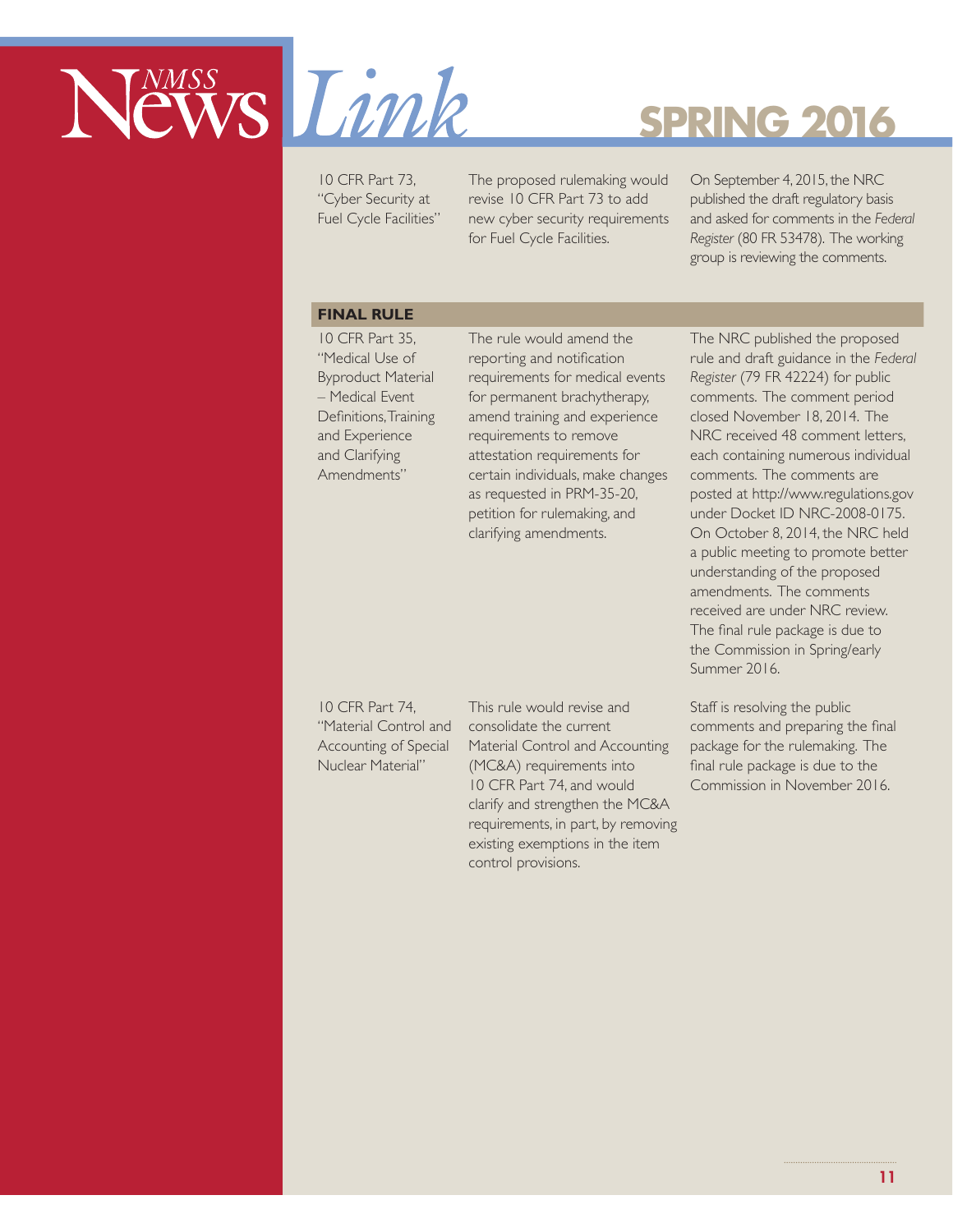| | | |
|---|---|---|
| 10 CFR Part 73, "Cyber Security at Fuel Cycle Facilities" | The proposed rulemaking would revise 10 CFR Part 73 to add new cyber security requirements for Fuel Cycle Facilities. | On September 4, 2015, the NRC published the draft regulatory basis and asked for comments in the *Federal Register* (80 FR 53478). The working group is reviewing the comments. |
| **FINAL RULE** | | |
| 10 CFR Part 35, "Medical Use of Byproduct Material – Medical Event Definitions, Training and Experience and Clarifying Amendments" | The rule would amend the reporting and notification requirements for medical events for permanent brachytherapy, amend training and experience requirements to remove attestation requirements for certain individuals, make changes as requested in PRM-35-20, petition for rulemaking, and clarifying amendments. | The NRC published the proposed rule and draft guidance in the *Federal Register* (79 FR 42224) for public comments. The comment period closed November 18, 2014. The NRC received 48 comment letters, each containing numerous individual comments. The comments are posted at http://www.regulations.gov under Docket ID NRC-2008-0175. On October 8, 2014, the NRC held a public meeting to promote better understanding of the proposed amendments. The comments received are under NRC review. The final rule package is due to the Commission in Spring/early Summer 2016. |
| 10 CFR Part 74, "Material Control and Accounting of Special Nuclear Material" | This rule would revise and consolidate the current Material Control and Accounting (MC&A) requirements into 10 CFR Part 74, and would clarify and strengthen the MC&A requirements, in part, by removing existing exemptions in the item control provisions. | Staff is resolving the public comments and preparing the final package for the rulemaking. The final rule package is due to the Commission in November 2016. |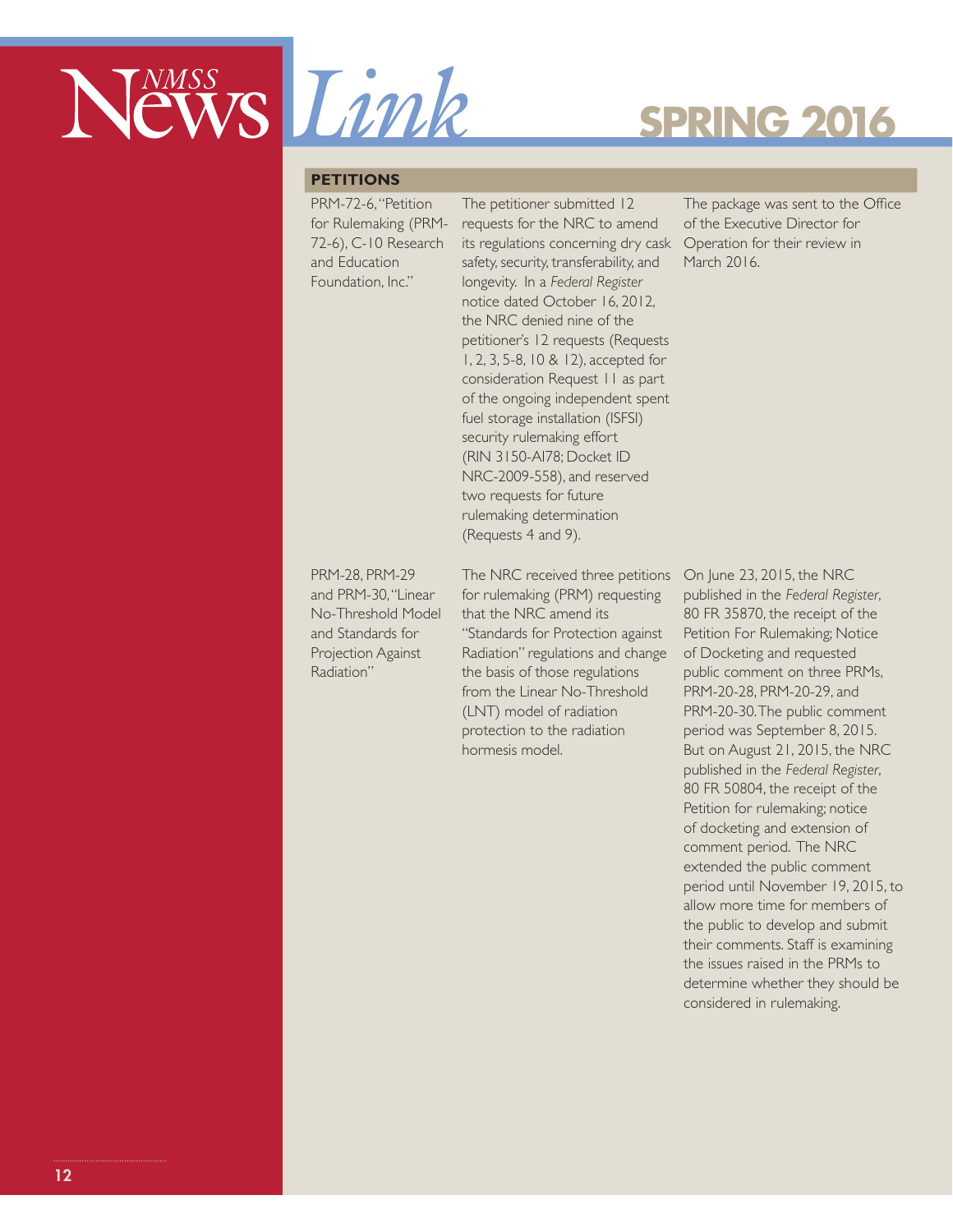## PETITIONS

| | | |
|---|---|---|
| PRM-72-6, "Petition for Rulemaking (PRM-72-6), C-10 Research and Education Foundation, Inc." | The petitioner submitted 12 requests for the NRC to amend its regulations concerning dry cask safety, security, transferability, and longevity. In a *Federal Register* notice dated October 16, 2012, the NRC denied nine of the petitioner's 12 requests (Requests 1, 2, 3, 5-8, 10 & 12), accepted for consideration Request 11 as part of the ongoing independent spent fuel storage installation (ISFSI) security rulemaking effort (RIN 3150-AI78; Docket ID NRC-2009-558), and reserved two requests for future rulemaking determination (Requests 4 and 9). | The package was sent to the Office of the Executive Director for Operation for their review in March 2016. |
| PRM-28, PRM-29 and PRM-30, "Linear No-Threshold Model and Standards for Projection Against Radiation" | The NRC received three petitions for rulemaking (PRM) requesting that the NRC amend its "Standards for Protection against Radiation" regulations and change the basis of those regulations from the Linear No-Threshold (LNT) model of radiation protection to the radiation hormesis model. | On June 23, 2015, the NRC published in the *Federal Register*, 80 FR 35870, the receipt of the Petition For Rulemaking; Notice of Docketing and requested public comment on three PRMs, PRM-20-28, PRM-20-29, and PRM-20-30. The public comment period was September 8, 2015. But on August 21, 2015, the NRC published in the *Federal Register*, 80 FR 50804, the receipt of the Petition for rulemaking; notice of docketing and extension of comment period. The NRC extended the public comment period until November 19, 2015, to allow more time for members of the public to develop and submit their comments. Staff is examining the issues raised in the PRMs to determine whether they should be considered in rulemaking. |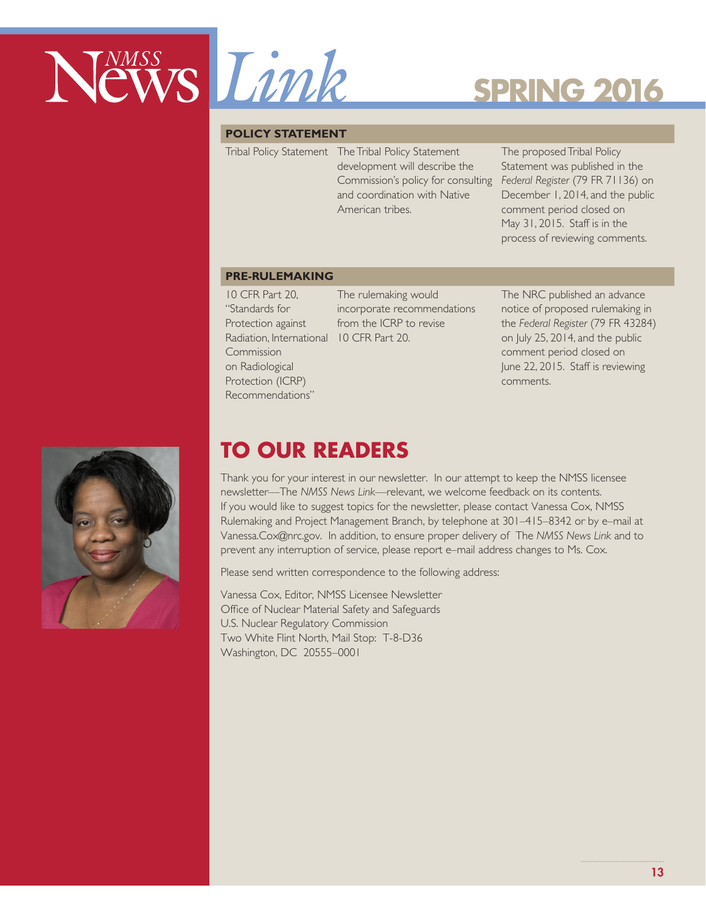| POLICY STATEMENT | | |
|---|---|---|
| Tribal Policy Statement | The Tribal Policy Statement development will describe the Commission's policy for consulting and coordination with Native American tribes. | The proposed Tribal Policy Statement was published in the *Federal Register* (79 FR 71136) on December 1, 2014, and the public comment period closed on May 31, 2015. Staff is in the process of reviewing comments. |

| PRE-RULEMAKING | | |
|---|---|---|
| 10 CFR Part 20, "Standards for Protection against Radiation, International Commission on Radiological Protection (ICRP) Recommendations" | The rulemaking would incorporate recommendations from the ICRP to revise 10 CFR Part 20. | The NRC published an advance notice of proposed rulemaking in the *Federal Register* (79 FR 43284) on July 25, 2014, and the public comment period closed on June 22, 2015. Staff is reviewing comments. |

## TO OUR READERS

Thank you for your interest in our newsletter. In our attempt to keep the NMSS licensee newsletter—The *NMSS News Link*—relevant, we welcome feedback on its contents. If you would like to suggest topics for the newsletter, please contact Vanessa Cox, NMSS Rulemaking and Project Management Branch, by telephone at 301–415–8342 or by e–mail at Vanessa.Cox@nrc.gov. In addition, to ensure proper delivery of The *NMSS News Link* and to prevent any interruption of service, please report e–mail address changes to Ms. Cox.

Please send written correspondence to the following address:

Vanessa Cox, Editor, NMSS Licensee Newsletter
Office of Nuclear Material Safety and Safeguards
U.S. Nuclear Regulatory Commission
Two White Flint North, Mail Stop: T-8-D36
Washington, DC 20555–0001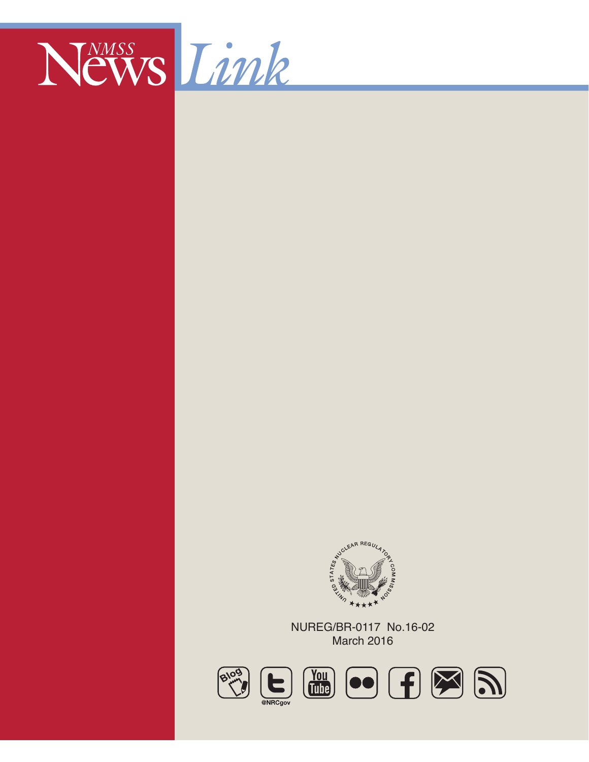# NMSS News Link

UNITED STATES NUCLEAR REGULATORY COMMISSION

NUREG/BR-0117 No.16-02
March 2016

@NRCgov